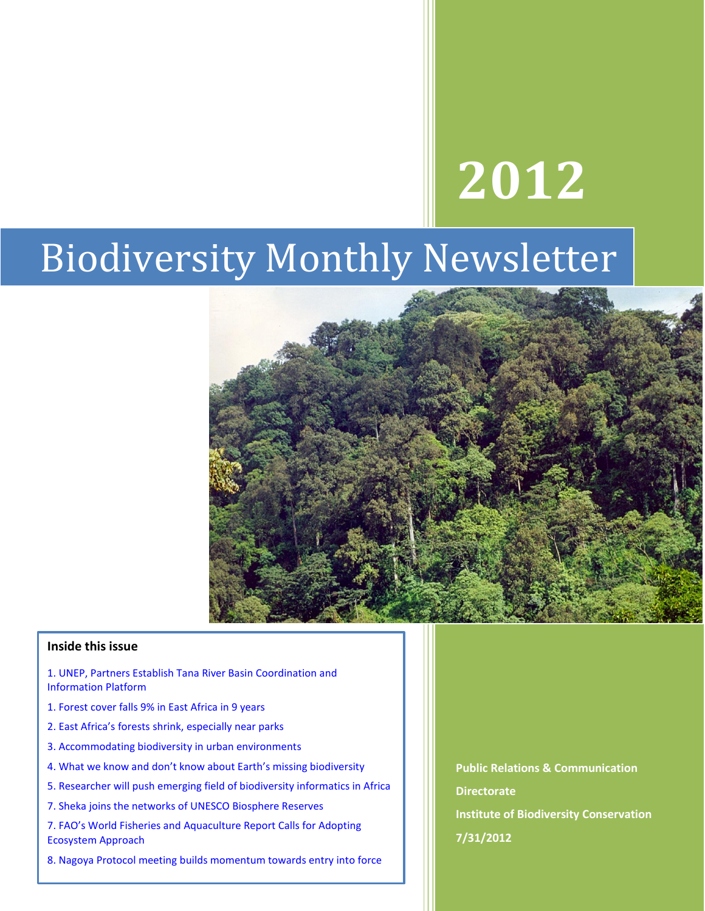# 2012

# Biodiversity Monthly Newsletter

**Inside this issue**

1. UNEP, Partners Establish Tana River Basin Coordination and Information Platform

1. Forest cover falls 9% in East Africa in 9 years

2. East Africa's forests shrink, especially near parks

3. Accommodating biodiversity in urban environments

4. What we know and don't know about Earth's missing biodiversity

5. Researcher will push emerging field of biodiversity informatics in Africa

7. Sheka joins the networks of UNESCO Biosphere Reserves

7. FAO's World Fisheries and Aquaculture Report Calls for Adopting Ecosystem Approach

8. Nagoya Protocol meeting builds momentum towards entry into force

**Public Relations & Communication Directorate**

**Institute of Biodiversity Conservation**

**7/31/2012**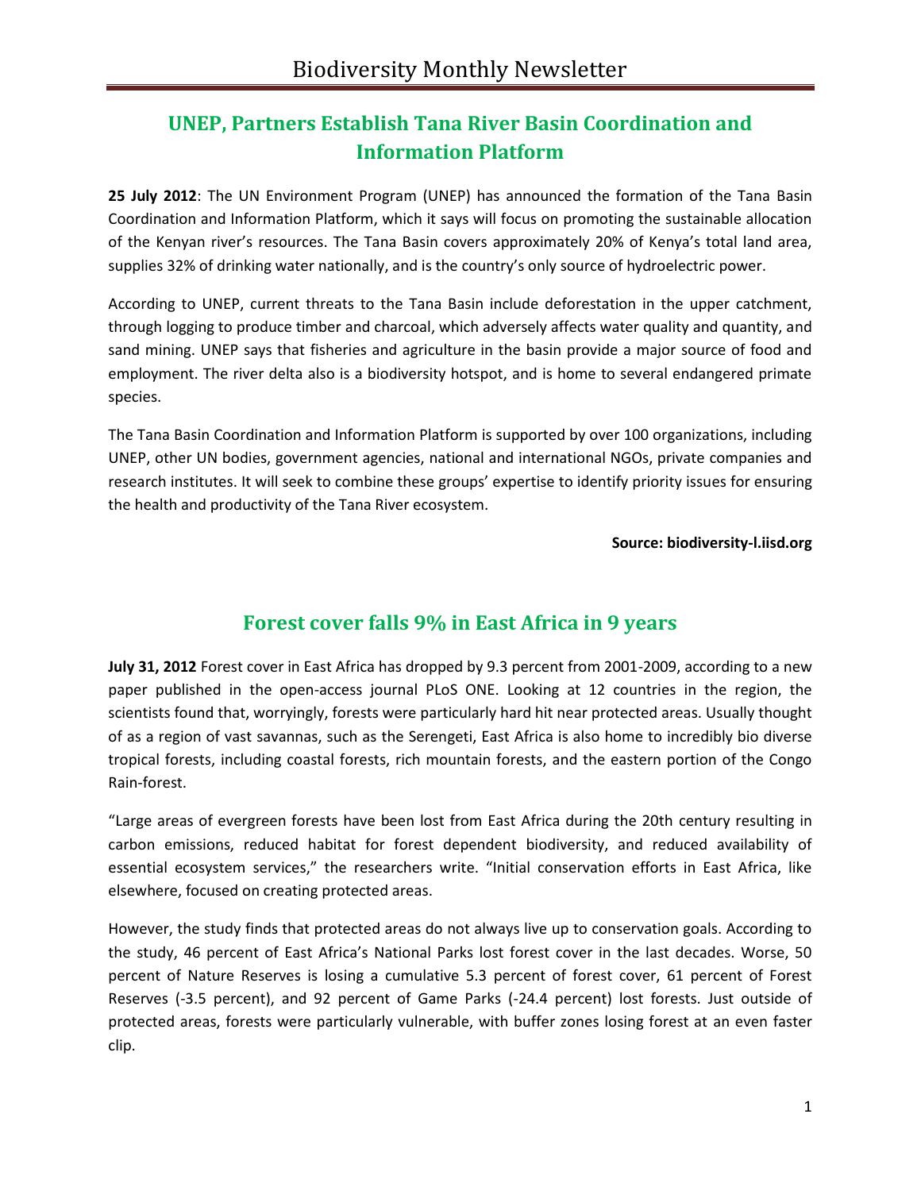## UNEP, Partners Establish Tana River Basin Coordination and Information Platform

**25 July 2012**: The UN Environment Program (UNEP) has announced the formation of the Tana Basin Coordination and Information Platform, which it says will focus on promoting the sustainable allocation of the Kenyan river's resources. The Tana Basin covers approximately 20% of Kenya's total land area, supplies 32% of drinking water nationally, and is the country's only source of hydroelectric power.

According to UNEP, current threats to the Tana Basin include deforestation in the upper catchment, through logging to produce timber and charcoal, which adversely affects water quality and quantity, and sand mining. UNEP says that fisheries and agriculture in the basin provide a major source of food and employment. The river delta also is a biodiversity hotspot, and is home to several endangered primate species.

The Tana Basin Coordination and Information Platform is supported by over 100 organizations, including UNEP, other UN bodies, government agencies, national and international NGOs, private companies and research institutes. It will seek to combine these groups' expertise to identify priority issues for ensuring the health and productivity of the Tana River ecosystem.

**Source: biodiversity-l.iisd.org**

## Forest cover falls 9% in East Africa in 9 years

**July 31, 2012** Forest cover in East Africa has dropped by 9.3 percent from 2001-2009, according to a new paper published in the open-access journal PLoS ONE. Looking at 12 countries in the region, the scientists found that, worryingly, forests were particularly hard hit near protected areas. Usually thought of as a region of vast savannas, such as the Serengeti, East Africa is also home to incredibly bio diverse tropical forests, including coastal forests, rich mountain forests, and the eastern portion of the Congo Rain-forest.

"Large areas of evergreen forests have been lost from East Africa during the 20th century resulting in carbon emissions, reduced habitat for forest dependent biodiversity, and reduced availability of essential ecosystem services," the researchers write. "Initial conservation efforts in East Africa, like elsewhere, focused on creating protected areas.

However, the study finds that protected areas do not always live up to conservation goals. According to the study, 46 percent of East Africa's National Parks lost forest cover in the last decades. Worse, 50 percent of Nature Reserves is losing a cumulative 5.3 percent of forest cover, 61 percent of Forest Reserves (-3.5 percent), and 92 percent of Game Parks (-24.4 percent) lost forests. Just outside of protected areas, forests were particularly vulnerable, with buffer zones losing forest at an even faster clip.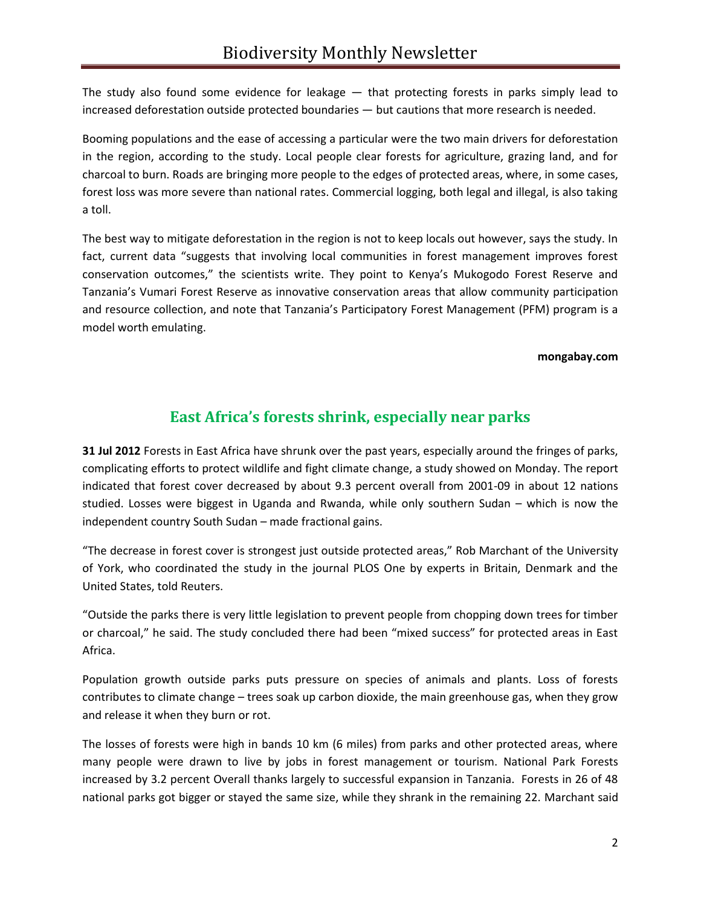The study also found some evidence for leakage — that protecting forests in parks simply lead to increased deforestation outside protected boundaries — but cautions that more research is needed.

Booming populations and the ease of accessing a particular were the two main drivers for deforestation in the region, according to the study. Local people clear forests for agriculture, grazing land, and for charcoal to burn. Roads are bringing more people to the edges of protected areas, where, in some cases, forest loss was more severe than national rates. Commercial logging, both legal and illegal, is also taking a toll.

The best way to mitigate deforestation in the region is not to keep locals out however, says the study. In fact, current data "suggests that involving local communities in forest management improves forest conservation outcomes," the scientists write. They point to Kenya's Mukogodo Forest Reserve and Tanzania's Vumari Forest Reserve as innovative conservation areas that allow community participation and resource collection, and note that Tanzania's Participatory Forest Management (PFM) program is a model worth emulating.

**mongabay.com**

## East Africa's forests shrink, especially near parks

**31 Jul 2012** Forests in East Africa have shrunk over the past years, especially around the fringes of parks, complicating efforts to protect wildlife and fight climate change, a study showed on Monday. The report indicated that forest cover decreased by about 9.3 percent overall from 2001-09 in about 12 nations studied. Losses were biggest in Uganda and Rwanda, while only southern Sudan – which is now the independent country South Sudan – made fractional gains.

"The decrease in forest cover is strongest just outside protected areas," Rob Marchant of the University of York, who coordinated the study in the journal PLOS One by experts in Britain, Denmark and the United States, told Reuters.

"Outside the parks there is very little legislation to prevent people from chopping down trees for timber or charcoal," he said. The study concluded there had been "mixed success" for protected areas in East Africa.

Population growth outside parks puts pressure on species of animals and plants. Loss of forests contributes to climate change – trees soak up carbon dioxide, the main greenhouse gas, when they grow and release it when they burn or rot.

The losses of forests were high in bands 10 km (6 miles) from parks and other protected areas, where many people were drawn to live by jobs in forest management or tourism. National Park Forests increased by 3.2 percent Overall thanks largely to successful expansion in Tanzania. Forests in 26 of 48 national parks got bigger or stayed the same size, while they shrank in the remaining 22. Marchant said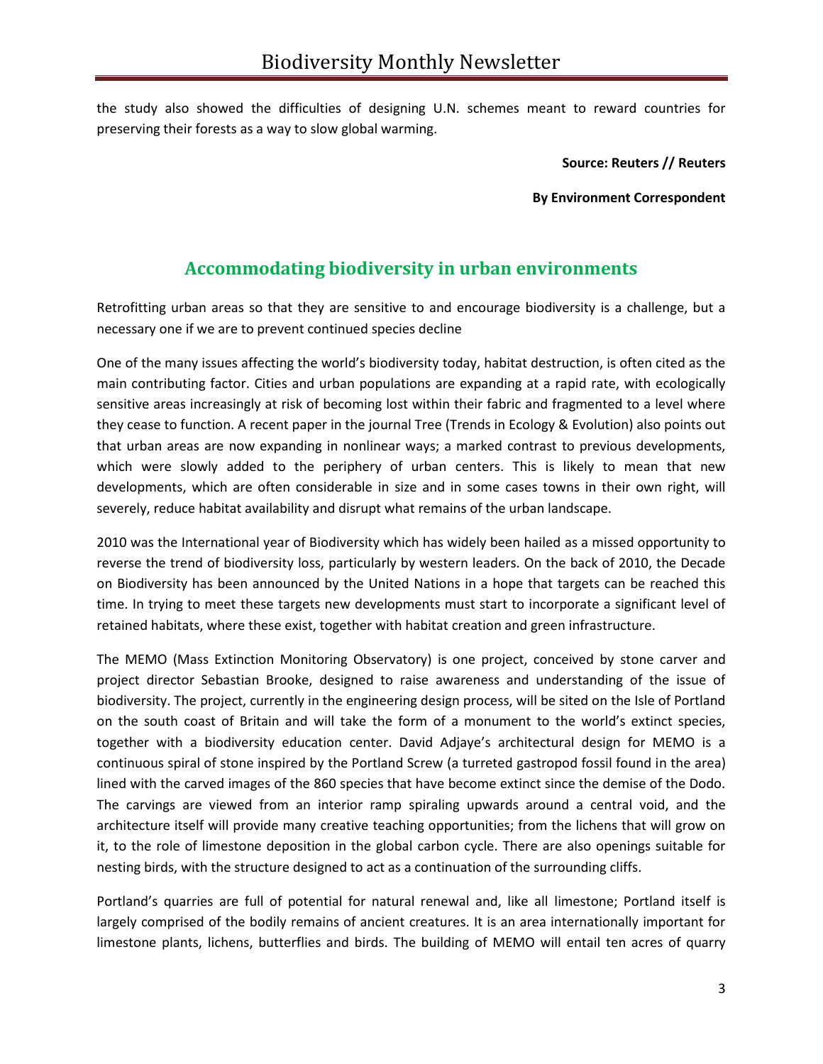the study also showed the difficulties of designing U.N. schemes meant to reward countries for preserving their forests as a way to slow global warming.

**Source: Reuters // Reuters**

**By Environment Correspondent**

## Accommodating biodiversity in urban environments

Retrofitting urban areas so that they are sensitive to and encourage biodiversity is a challenge, but a necessary one if we are to prevent continued species decline

One of the many issues affecting the world's biodiversity today, habitat destruction, is often cited as the main contributing factor. Cities and urban populations are expanding at a rapid rate, with ecologically sensitive areas increasingly at risk of becoming lost within their fabric and fragmented to a level where they cease to function. A recent paper in the journal Tree (Trends in Ecology & Evolution) also points out that urban areas are now expanding in nonlinear ways; a marked contrast to previous developments, which were slowly added to the periphery of urban centers. This is likely to mean that new developments, which are often considerable in size and in some cases towns in their own right, will severely, reduce habitat availability and disrupt what remains of the urban landscape.

2010 was the International year of Biodiversity which has widely been hailed as a missed opportunity to reverse the trend of biodiversity loss, particularly by western leaders. On the back of 2010, the Decade on Biodiversity has been announced by the United Nations in a hope that targets can be reached this time. In trying to meet these targets new developments must start to incorporate a significant level of retained habitats, where these exist, together with habitat creation and green infrastructure.

The MEMO (Mass Extinction Monitoring Observatory) is one project, conceived by stone carver and project director Sebastian Brooke, designed to raise awareness and understanding of the issue of biodiversity. The project, currently in the engineering design process, will be sited on the Isle of Portland on the south coast of Britain and will take the form of a monument to the world's extinct species, together with a biodiversity education center. David Adjaye's architectural design for MEMO is a continuous spiral of stone inspired by the Portland Screw (a turreted gastropod fossil found in the area) lined with the carved images of the 860 species that have become extinct since the demise of the Dodo. The carvings are viewed from an interior ramp spiraling upwards around a central void, and the architecture itself will provide many creative teaching opportunities; from the lichens that will grow on it, to the role of limestone deposition in the global carbon cycle. There are also openings suitable for nesting birds, with the structure designed to act as a continuation of the surrounding cliffs.

Portland's quarries are full of potential for natural renewal and, like all limestone; Portland itself is largely comprised of the bodily remains of ancient creatures. It is an area internationally important for limestone plants, lichens, butterflies and birds. The building of MEMO will entail ten acres of quarry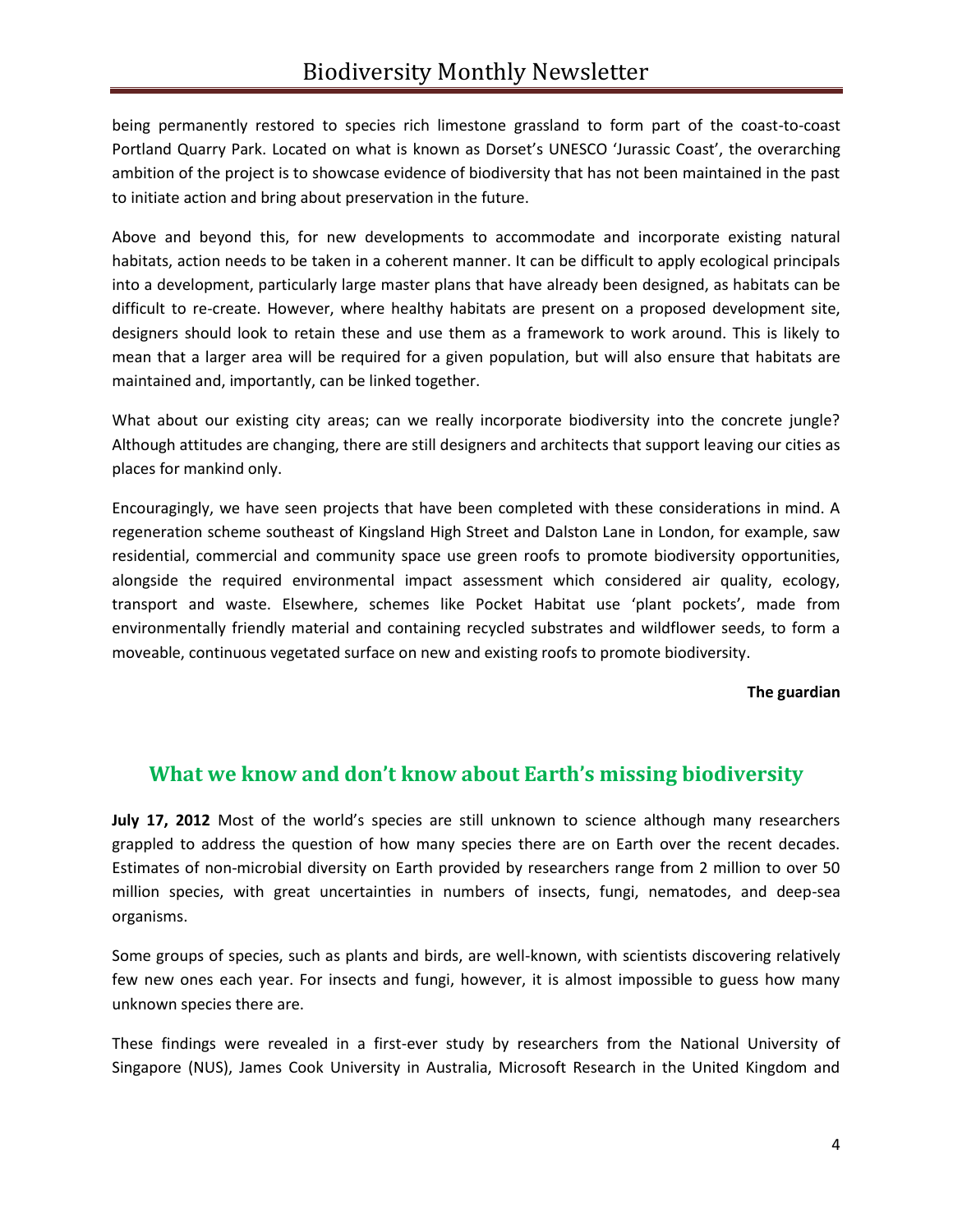being permanently restored to species rich limestone grassland to form part of the coast-to-coast Portland Quarry Park. Located on what is known as Dorset's UNESCO 'Jurassic Coast', the overarching ambition of the project is to showcase evidence of biodiversity that has not been maintained in the past to initiate action and bring about preservation in the future.

Above and beyond this, for new developments to accommodate and incorporate existing natural habitats, action needs to be taken in a coherent manner. It can be difficult to apply ecological principals into a development, particularly large master plans that have already been designed, as habitats can be difficult to re-create. However, where healthy habitats are present on a proposed development site, designers should look to retain these and use them as a framework to work around. This is likely to mean that a larger area will be required for a given population, but will also ensure that habitats are maintained and, importantly, can be linked together.

What about our existing city areas; can we really incorporate biodiversity into the concrete jungle? Although attitudes are changing, there are still designers and architects that support leaving our cities as places for mankind only.

Encouragingly, we have seen projects that have been completed with these considerations in mind. A regeneration scheme southeast of Kingsland High Street and Dalston Lane in London, for example, saw residential, commercial and community space use green roofs to promote biodiversity opportunities, alongside the required environmental impact assessment which considered air quality, ecology, transport and waste. Elsewhere, schemes like Pocket Habitat use 'plant pockets', made from environmentally friendly material and containing recycled substrates and wildflower seeds, to form a moveable, continuous vegetated surface on new and existing roofs to promote biodiversity.

**The guardian**

## What we know and don't know about Earth's missing biodiversity

**July 17, 2012** Most of the world's species are still unknown to science although many researchers grappled to address the question of how many species there are on Earth over the recent decades. Estimates of non-microbial diversity on Earth provided by researchers range from 2 million to over 50 million species, with great uncertainties in numbers of insects, fungi, nematodes, and deep-sea organisms.

Some groups of species, such as plants and birds, are well-known, with scientists discovering relatively few new ones each year. For insects and fungi, however, it is almost impossible to guess how many unknown species there are.

These findings were revealed in a first-ever study by researchers from the National University of Singapore (NUS), James Cook University in Australia, Microsoft Research in the United Kingdom and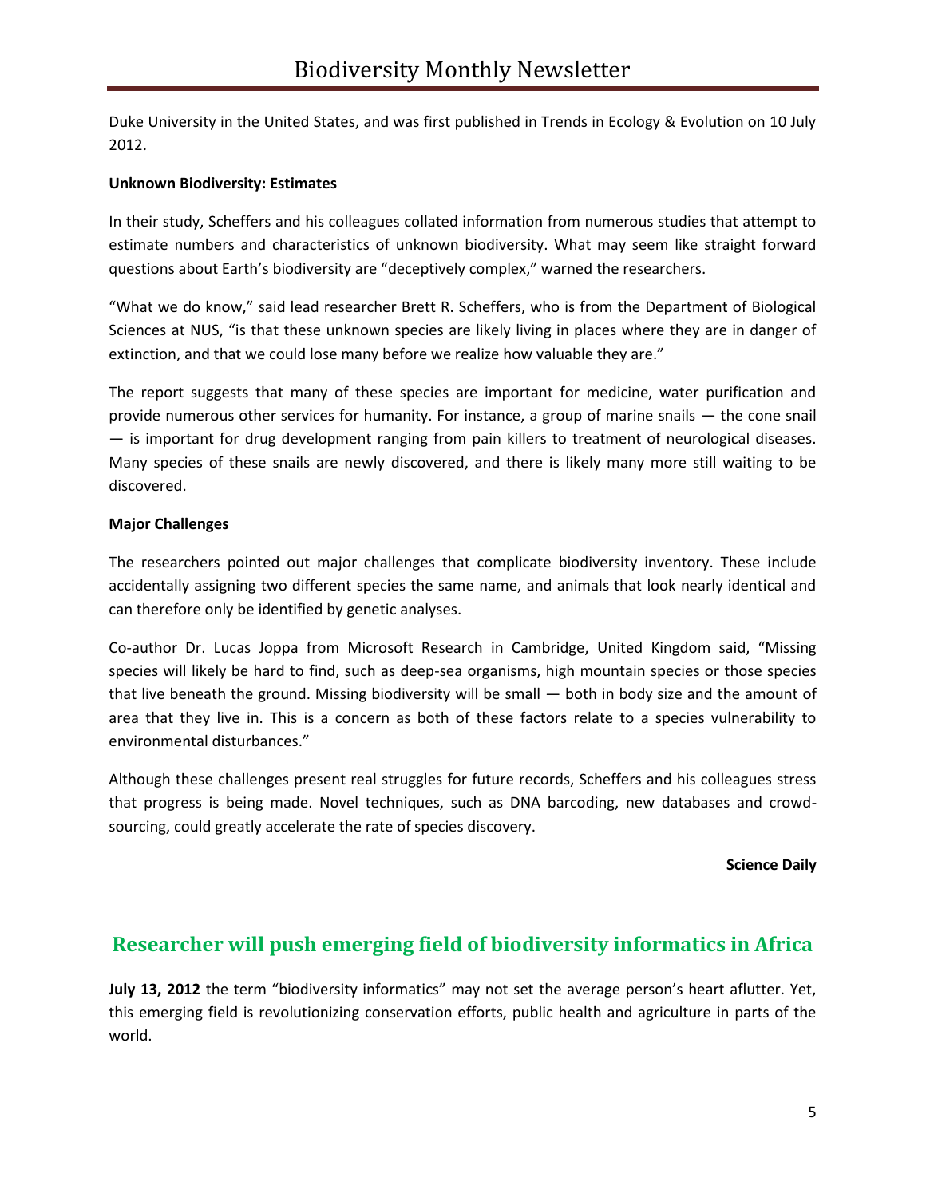Duke University in the United States, and was first published in Trends in Ecology & Evolution on 10 July 2012.

**Unknown Biodiversity: Estimates**

In their study, Scheffers and his colleagues collated information from numerous studies that attempt to estimate numbers and characteristics of unknown biodiversity. What may seem like straight forward questions about Earth's biodiversity are "deceptively complex," warned the researchers.

"What we do know," said lead researcher Brett R. Scheffers, who is from the Department of Biological Sciences at NUS, "is that these unknown species are likely living in places where they are in danger of extinction, and that we could lose many before we realize how valuable they are."

The report suggests that many of these species are important for medicine, water purification and provide numerous other services for humanity. For instance, a group of marine snails — the cone snail — is important for drug development ranging from pain killers to treatment of neurological diseases. Many species of these snails are newly discovered, and there is likely many more still waiting to be discovered.

**Major Challenges**

The researchers pointed out major challenges that complicate biodiversity inventory. These include accidentally assigning two different species the same name, and animals that look nearly identical and can therefore only be identified by genetic analyses.

Co-author Dr. Lucas Joppa from Microsoft Research in Cambridge, United Kingdom said, "Missing species will likely be hard to find, such as deep-sea organisms, high mountain species or those species that live beneath the ground. Missing biodiversity will be small — both in body size and the amount of area that they live in. This is a concern as both of these factors relate to a species vulnerability to environmental disturbances."

Although these challenges present real struggles for future records, Scheffers and his colleagues stress that progress is being made. Novel techniques, such as DNA barcoding, new databases and crowd-sourcing, could greatly accelerate the rate of species discovery.

**Science Daily**

## Researcher will push emerging field of biodiversity informatics in Africa

**July 13, 2012** the term "biodiversity informatics" may not set the average person's heart aflutter. Yet, this emerging field is revolutionizing conservation efforts, public health and agriculture in parts of the world.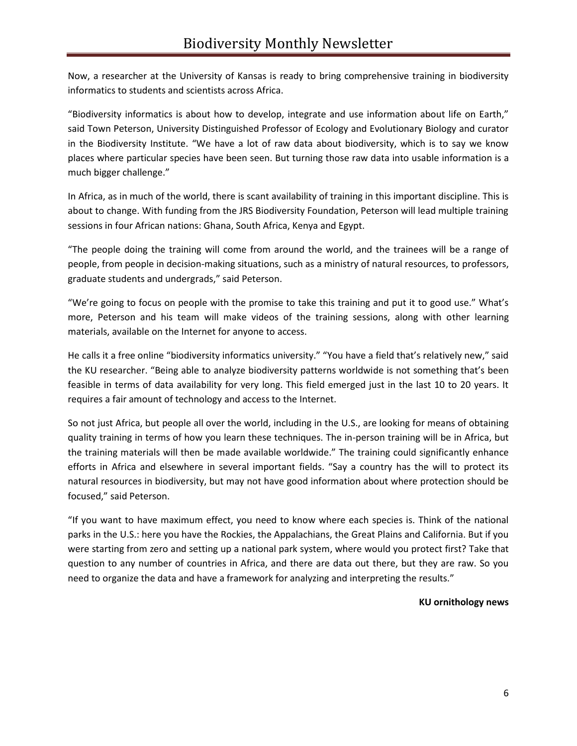Now, a researcher at the University of Kansas is ready to bring comprehensive training in biodiversity informatics to students and scientists across Africa.

“Biodiversity informatics is about how to develop, integrate and use information about life on Earth,” said Town Peterson, University Distinguished Professor of Ecology and Evolutionary Biology and curator in the Biodiversity Institute. “We have a lot of raw data about biodiversity, which is to say we know places where particular species have been seen. But turning those raw data into usable information is a much bigger challenge.”

In Africa, as in much of the world, there is scant availability of training in this important discipline. This is about to change. With funding from the JRS Biodiversity Foundation, Peterson will lead multiple training sessions in four African nations: Ghana, South Africa, Kenya and Egypt.

“The people doing the training will come from around the world, and the trainees will be a range of people, from people in decision-making situations, such as a ministry of natural resources, to professors, graduate students and undergrads,” said Peterson.

“We’re going to focus on people with the promise to take this training and put it to good use.” What’s more, Peterson and his team will make videos of the training sessions, along with other learning materials, available on the Internet for anyone to access.

He calls it a free online “biodiversity informatics university.” “You have a field that’s relatively new,” said the KU researcher. “Being able to analyze biodiversity patterns worldwide is not something that’s been feasible in terms of data availability for very long. This field emerged just in the last 10 to 20 years. It requires a fair amount of technology and access to the Internet.

So not just Africa, but people all over the world, including in the U.S., are looking for means of obtaining quality training in terms of how you learn these techniques. The in-person training will be in Africa, but the training materials will then be made available worldwide.” The training could significantly enhance efforts in Africa and elsewhere in several important fields. “Say a country has the will to protect its natural resources in biodiversity, but may not have good information about where protection should be focused,” said Peterson.

“If you want to have maximum effect, you need to know where each species is. Think of the national parks in the U.S.: here you have the Rockies, the Appalachians, the Great Plains and California. But if you were starting from zero and setting up a national park system, where would you protect first? Take that question to any number of countries in Africa, and there are data out there, but they are raw. So you need to organize the data and have a framework for analyzing and interpreting the results.”

**KU ornithology news**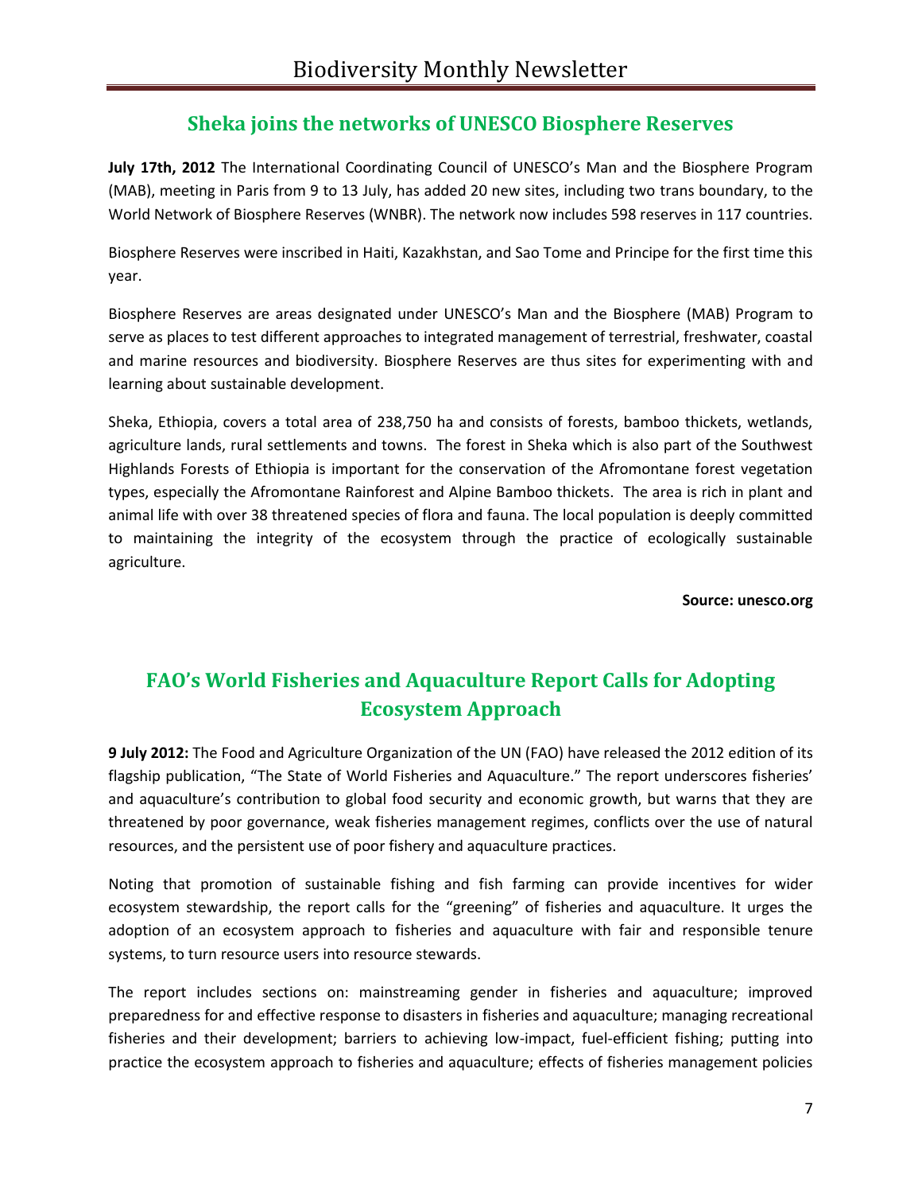## Sheka joins the networks of UNESCO Biosphere Reserves

**July 17th, 2012** The International Coordinating Council of UNESCO's Man and the Biosphere Program (MAB), meeting in Paris from 9 to 13 July, has added 20 new sites, including two trans boundary, to the World Network of Biosphere Reserves (WNBR). The network now includes 598 reserves in 117 countries.

Biosphere Reserves were inscribed in Haiti, Kazakhstan, and Sao Tome and Principe for the first time this year.

Biosphere Reserves are areas designated under UNESCO's Man and the Biosphere (MAB) Program to serve as places to test different approaches to integrated management of terrestrial, freshwater, coastal and marine resources and biodiversity. Biosphere Reserves are thus sites for experimenting with and learning about sustainable development.

Sheka, Ethiopia, covers a total area of 238,750 ha and consists of forests, bamboo thickets, wetlands, agriculture lands, rural settlements and towns. The forest in Sheka which is also part of the Southwest Highlands Forests of Ethiopia is important for the conservation of the Afromontane forest vegetation types, especially the Afromontane Rainforest and Alpine Bamboo thickets. The area is rich in plant and animal life with over 38 threatened species of flora and fauna. The local population is deeply committed to maintaining the integrity of the ecosystem through the practice of ecologically sustainable agriculture.

**Source: unesco.org**

## FAO's World Fisheries and Aquaculture Report Calls for Adopting Ecosystem Approach

**9 July 2012:** The Food and Agriculture Organization of the UN (FAO) have released the 2012 edition of its flagship publication, "The State of World Fisheries and Aquaculture." The report underscores fisheries' and aquaculture's contribution to global food security and economic growth, but warns that they are threatened by poor governance, weak fisheries management regimes, conflicts over the use of natural resources, and the persistent use of poor fishery and aquaculture practices.

Noting that promotion of sustainable fishing and fish farming can provide incentives for wider ecosystem stewardship, the report calls for the "greening" of fisheries and aquaculture. It urges the adoption of an ecosystem approach to fisheries and aquaculture with fair and responsible tenure systems, to turn resource users into resource stewards.

The report includes sections on: mainstreaming gender in fisheries and aquaculture; improved preparedness for and effective response to disasters in fisheries and aquaculture; managing recreational fisheries and their development; barriers to achieving low-impact, fuel-efficient fishing; putting into practice the ecosystem approach to fisheries and aquaculture; effects of fisheries management policies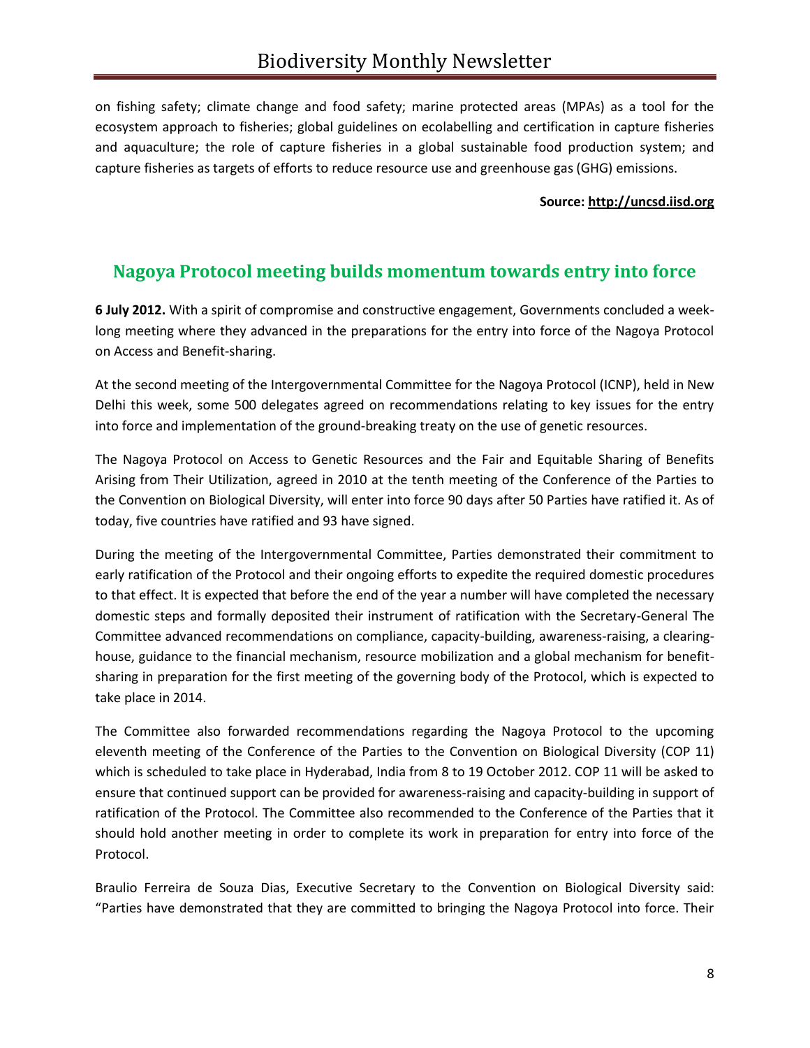on fishing safety; climate change and food safety; marine protected areas (MPAs) as a tool for the ecosystem approach to fisheries; global guidelines on ecolabelling and certification in capture fisheries and aquaculture; the role of capture fisheries in a global sustainable food production system; and capture fisheries as targets of efforts to reduce resource use and greenhouse gas (GHG) emissions.

**Source: http://uncsd.iisd.org**

## Nagoya Protocol meeting builds momentum towards entry into force

**6 July 2012.** With a spirit of compromise and constructive engagement, Governments concluded a week-long meeting where they advanced in the preparations for the entry into force of the Nagoya Protocol on Access and Benefit-sharing.

At the second meeting of the Intergovernmental Committee for the Nagoya Protocol (ICNP), held in New Delhi this week, some 500 delegates agreed on recommendations relating to key issues for the entry into force and implementation of the ground-breaking treaty on the use of genetic resources.

The Nagoya Protocol on Access to Genetic Resources and the Fair and Equitable Sharing of Benefits Arising from Their Utilization, agreed in 2010 at the tenth meeting of the Conference of the Parties to the Convention on Biological Diversity, will enter into force 90 days after 50 Parties have ratified it. As of today, five countries have ratified and 93 have signed.

During the meeting of the Intergovernmental Committee, Parties demonstrated their commitment to early ratification of the Protocol and their ongoing efforts to expedite the required domestic procedures to that effect. It is expected that before the end of the year a number will have completed the necessary domestic steps and formally deposited their instrument of ratification with the Secretary-General The Committee advanced recommendations on compliance, capacity-building, awareness-raising, a clearing-house, guidance to the financial mechanism, resource mobilization and a global mechanism for benefit-sharing in preparation for the first meeting of the governing body of the Protocol, which is expected to take place in 2014.

The Committee also forwarded recommendations regarding the Nagoya Protocol to the upcoming eleventh meeting of the Conference of the Parties to the Convention on Biological Diversity (COP 11) which is scheduled to take place in Hyderabad, India from 8 to 19 October 2012. COP 11 will be asked to ensure that continued support can be provided for awareness-raising and capacity-building in support of ratification of the Protocol. The Committee also recommended to the Conference of the Parties that it should hold another meeting in order to complete its work in preparation for entry into force of the Protocol.

Braulio Ferreira de Souza Dias, Executive Secretary to the Convention on Biological Diversity said: "Parties have demonstrated that they are committed to bringing the Nagoya Protocol into force. Their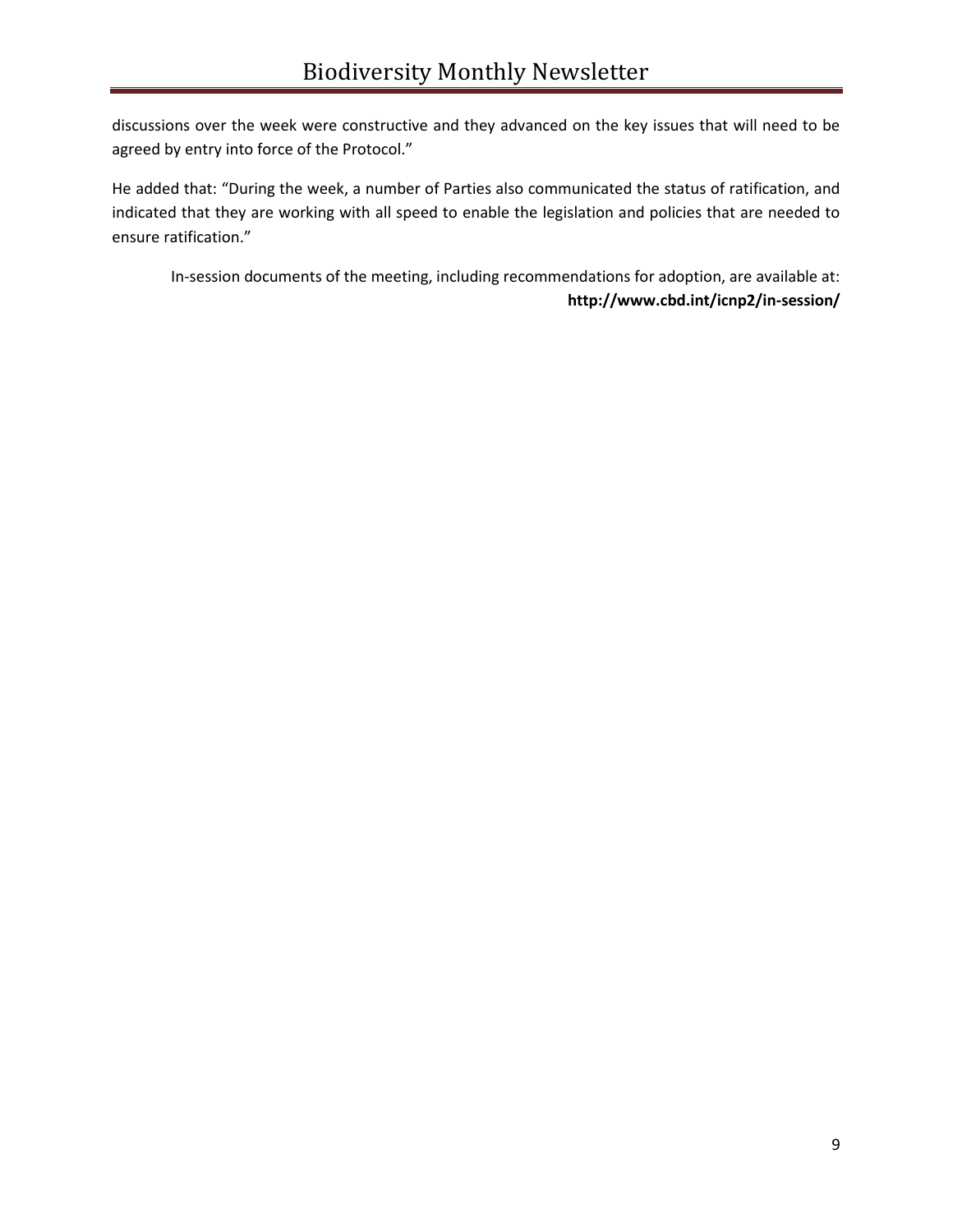discussions over the week were constructive and they advanced on the key issues that will need to be agreed by entry into force of the Protocol."

He added that: "During the week, a number of Parties also communicated the status of ratification, and indicated that they are working with all speed to enable the legislation and policies that are needed to ensure ratification."

In-session documents of the meeting, including recommendations for adoption, are available at: **http://www.cbd.int/icnp2/in-session/**